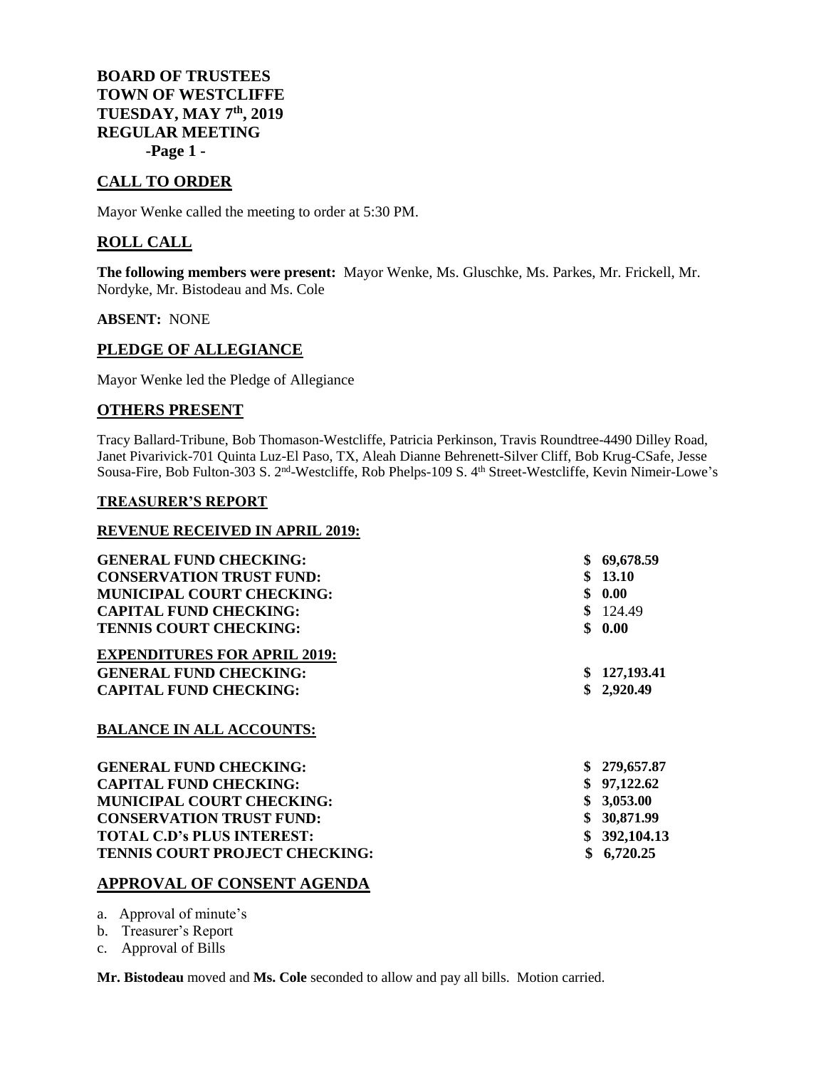**BOARD OF TRUSTEES**
**TOWN OF WESTCLIFFE**
**TUESDAY, MAY 7th, 2019**
**REGULAR MEETING**
**-Page 1 -**

## CALL TO ORDER

Mayor Wenke called the meeting to order at 5:30 PM.

## ROLL CALL

**The following members were present:** Mayor Wenke, Ms. Gluschke, Ms. Parkes, Mr. Frickell, Mr. Nordyke, Mr. Bistodeau and Ms. Cole

**ABSENT:** NONE

## PLEDGE OF ALLEGIANCE

Mayor Wenke led the Pledge of Allegiance

## OTHERS PRESENT

Tracy Ballard-Tribune, Bob Thomason-Westcliffe, Patricia Perkinson, Travis Roundtree-4490 Dilley Road, Janet Pivarivick-701 Quinta Luz-El Paso, TX, Aleah Dianne Behrenett-Silver Cliff, Bob Krug-CSafe, Jesse Sousa-Fire, Bob Fulton-303 S. 2nd-Westcliffe, Rob Phelps-109 S. 4th Street-Westcliffe, Kevin Nimeir-Lowe's

### TREASURER'S REPORT

### REVENUE RECEIVED IN APRIL 2019:

| | |
|---|---|
| **GENERAL FUND CHECKING:** | **$ 69,678.59** |
| **CONSERVATION TRUST FUND:** | **$ 13.10** |
| **MUNICIPAL COURT CHECKING:** | **$ 0.00** |
| **CAPITAL FUND CHECKING:** | **$** 124.49 |
| **TENNIS COURT CHECKING:** | **$ 0.00** |
| **EXPENDITURES FOR APRIL 2019:** | |
| **GENERAL FUND CHECKING:** | **$ 127,193.41** |
| **CAPITAL FUND CHECKING:** | **$ 2,920.49** |

### BALANCE IN ALL ACCOUNTS:

| | |
|---|---|
| **GENERAL FUND CHECKING:** | **$ 279,657.87** |
| **CAPITAL FUND CHECKING:** | **$ 97,122.62** |
| **MUNICIPAL COURT CHECKING:** | **$ 3,053.00** |
| **CONSERVATION TRUST FUND:** | **$ 30,871.99** |
| **TOTAL C.D's PLUS INTEREST:** | **$ 392,104.13** |
| **TENNIS COURT PROJECT CHECKING:** | **$ 6,720.25** |

## APPROVAL OF CONSENT AGENDA

a. Approval of minute's
b. Treasurer's Report
c. Approval of Bills

**Mr. Bistodeau** moved and **Ms. Cole** seconded to allow and pay all bills. Motion carried.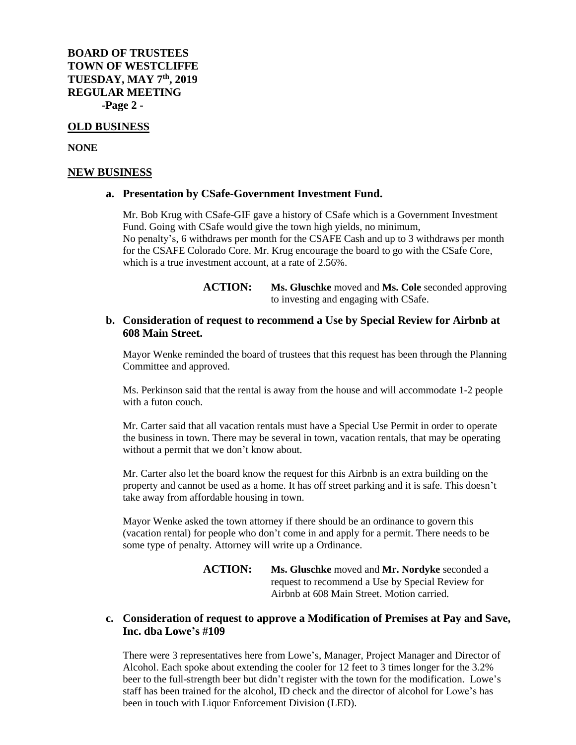**BOARD OF TRUSTEES**
**TOWN OF WESTCLIFFE**
**TUESDAY, MAY 7th, 2019**
**REGULAR MEETING**
**-Page 2 -**

## OLD BUSINESS

**NONE**

## NEW BUSINESS

### a. Presentation by CSafe-Government Investment Fund.

Mr. Bob Krug with CSafe-GIF gave a history of CSafe which is a Government Investment Fund. Going with CSafe would give the town high yields, no minimum,
No penalty's, 6 withdraws per month for the CSAFE Cash and up to 3 withdraws per month for the CSAFE Colorado Core. Mr. Krug encourage the board to go with the CSafe Core, which is a true investment account, at a rate of 2.56%.

> **ACTION:** **Ms. Gluschke** moved and **Ms. Cole** seconded approving to investing and engaging with CSafe.

### b. Consideration of request to recommend a Use by Special Review for Airbnb at 608 Main Street.

Mayor Wenke reminded the board of trustees that this request has been through the Planning Committee and approved.

Ms. Perkinson said that the rental is away from the house and will accommodate 1-2 people with a futon couch.

Mr. Carter said that all vacation rentals must have a Special Use Permit in order to operate the business in town. There may be several in town, vacation rentals, that may be operating without a permit that we don't know about.

Mr. Carter also let the board know the request for this Airbnb is an extra building on the property and cannot be used as a home. It has off street parking and it is safe. This doesn't take away from affordable housing in town.

Mayor Wenke asked the town attorney if there should be an ordinance to govern this (vacation rental) for people who don't come in and apply for a permit. There needs to be some type of penalty. Attorney will write up a Ordinance.

> **ACTION:** **Ms. Gluschke** moved and **Mr. Nordyke** seconded a request to recommend a Use by Special Review for Airbnb at 608 Main Street. Motion carried.

### c. Consideration of request to approve a Modification of Premises at Pay and Save, Inc. dba Lowe's #109

There were 3 representatives here from Lowe's, Manager, Project Manager and Director of Alcohol. Each spoke about extending the cooler for 12 feet to 3 times longer for the 3.2% beer to the full-strength beer but didn't register with the town for the modification. Lowe's staff has been trained for the alcohol, ID check and the director of alcohol for Lowe's has been in touch with Liquor Enforcement Division (LED).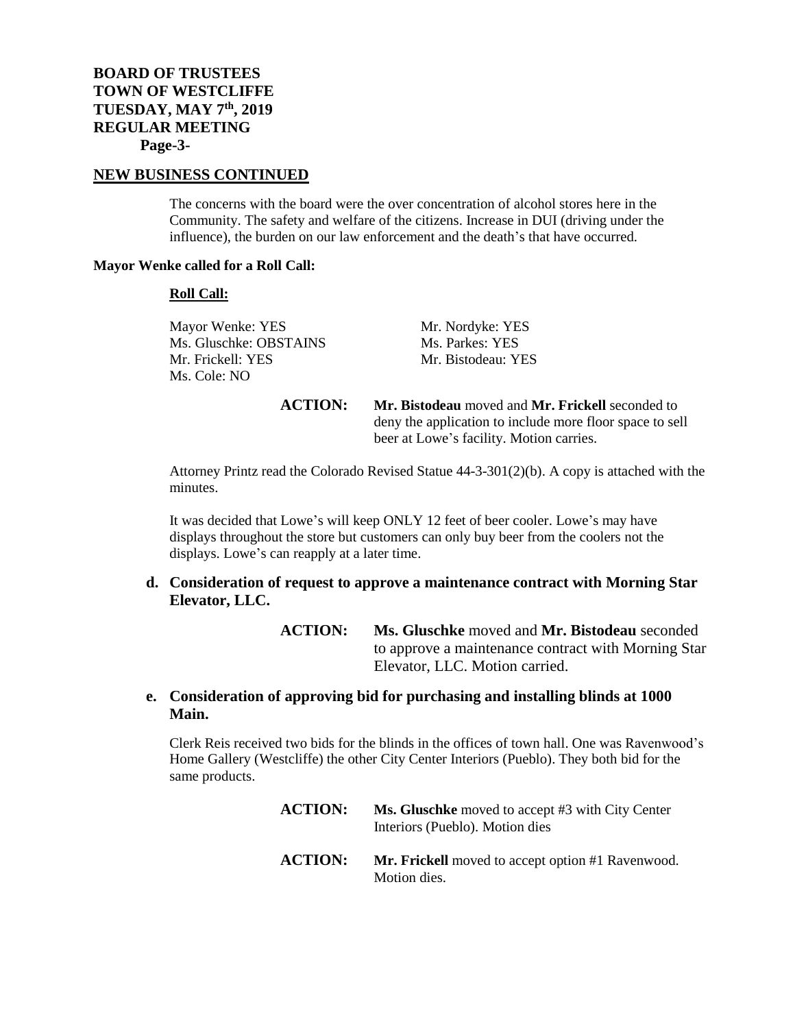## NEW BUSINESS CONTINUED

The concerns with the board were the over concentration of alcohol stores here in the Community. The safety and welfare of the citizens. Increase in DUI (driving under the influence), the burden on our law enforcement and the death's that have occurred.

**Mayor Wenke called for a Roll Call:**

**Roll Call:**

Mayor Wenke: YES
Ms. Gluschke: OBSTAINS
Mr. Frickell: YES
Ms. Cole: NO
Mr. Nordyke: YES
Ms. Parkes: YES
Mr. Bistodeau: YES

**ACTION:** **Mr. Bistodeau** moved and **Mr. Frickell** seconded to deny the application to include more floor space to sell beer at Lowe's facility. Motion carries.

Attorney Printz read the Colorado Revised Statue 44-3-301(2)(b). A copy is attached with the minutes.

It was decided that Lowe's will keep ONLY 12 feet of beer cooler. Lowe's may have displays throughout the store but customers can only buy beer from the coolers not the displays. Lowe's can reapply at a later time.

**d. Consideration of request to approve a maintenance contract with Morning Star Elevator, LLC.**

**ACTION:** **Ms. Gluschke** moved and **Mr. Bistodeau** seconded to approve a maintenance contract with Morning Star Elevator, LLC. Motion carried.

**e. Consideration of approving bid for purchasing and installing blinds at 1000 Main.**

Clerk Reis received two bids for the blinds in the offices of town hall. One was Ravenwood's Home Gallery (Westcliffe) the other City Center Interiors (Pueblo). They both bid for the same products.

**ACTION:** **Ms. Gluschke** moved to accept #3 with City Center Interiors (Pueblo). Motion dies

**ACTION:** **Mr. Frickell** moved to accept option #1 Ravenwood. Motion dies.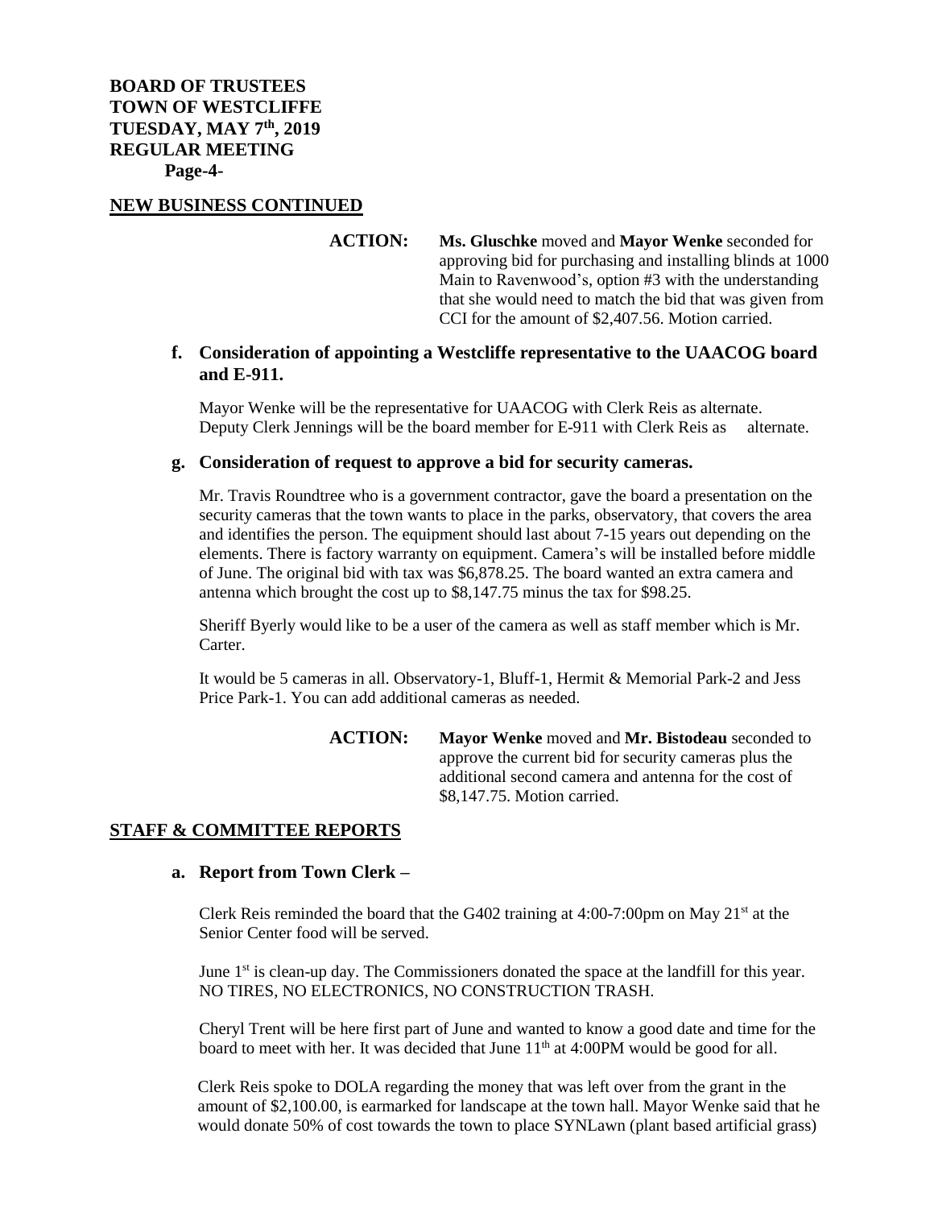**BOARD OF TRUSTEES**
**TOWN OF WESTCLIFFE**
**TUESDAY, MAY 7th, 2019**
**REGULAR MEETING**
**Page-4-**

## NEW BUSINESS CONTINUED

**ACTION:** **Ms. Gluschke** moved and **Mayor Wenke** seconded for approving bid for purchasing and installing blinds at 1000 Main to Ravenwood's, option #3 with the understanding that she would need to match the bid that was given from CCI for the amount of $2,407.56. Motion carried.

### f. Consideration of appointing a Westcliffe representative to the UAACOG board and E-911.

Mayor Wenke will be the representative for UAACOG with Clerk Reis as alternate. Deputy Clerk Jennings will be the board member for E-911 with Clerk Reis as alternate.

### g. Consideration of request to approve a bid for security cameras.

Mr. Travis Roundtree who is a government contractor, gave the board a presentation on the security cameras that the town wants to place in the parks, observatory, that covers the area and identifies the person. The equipment should last about 7-15 years out depending on the elements. There is factory warranty on equipment. Camera's will be installed before middle of June. The original bid with tax was $6,878.25. The board wanted an extra camera and antenna which brought the cost up to $8,147.75 minus the tax for $98.25.

Sheriff Byerly would like to be a user of the camera as well as staff member which is Mr. Carter.

It would be 5 cameras in all. Observatory-1, Bluff-1, Hermit & Memorial Park-2 and Jess Price Park-1. You can add additional cameras as needed.

**ACTION:** **Mayor Wenke** moved and **Mr. Bistodeau** seconded to approve the current bid for security cameras plus the additional second camera and antenna for the cost of $8,147.75. Motion carried.

## STAFF & COMMITTEE REPORTS

### a. Report from Town Clerk –

Clerk Reis reminded the board that the G402 training at 4:00-7:00pm on May 21st at the Senior Center food will be served.

June 1st is clean-up day. The Commissioners donated the space at the landfill for this year. NO TIRES, NO ELECTRONICS, NO CONSTRUCTION TRASH.

Cheryl Trent will be here first part of June and wanted to know a good date and time for the board to meet with her. It was decided that June 11th at 4:00PM would be good for all.

Clerk Reis spoke to DOLA regarding the money that was left over from the grant in the amount of $2,100.00, is earmarked for landscape at the town hall. Mayor Wenke said that he would donate 50% of cost towards the town to place SYNLawn (plant based artificial grass)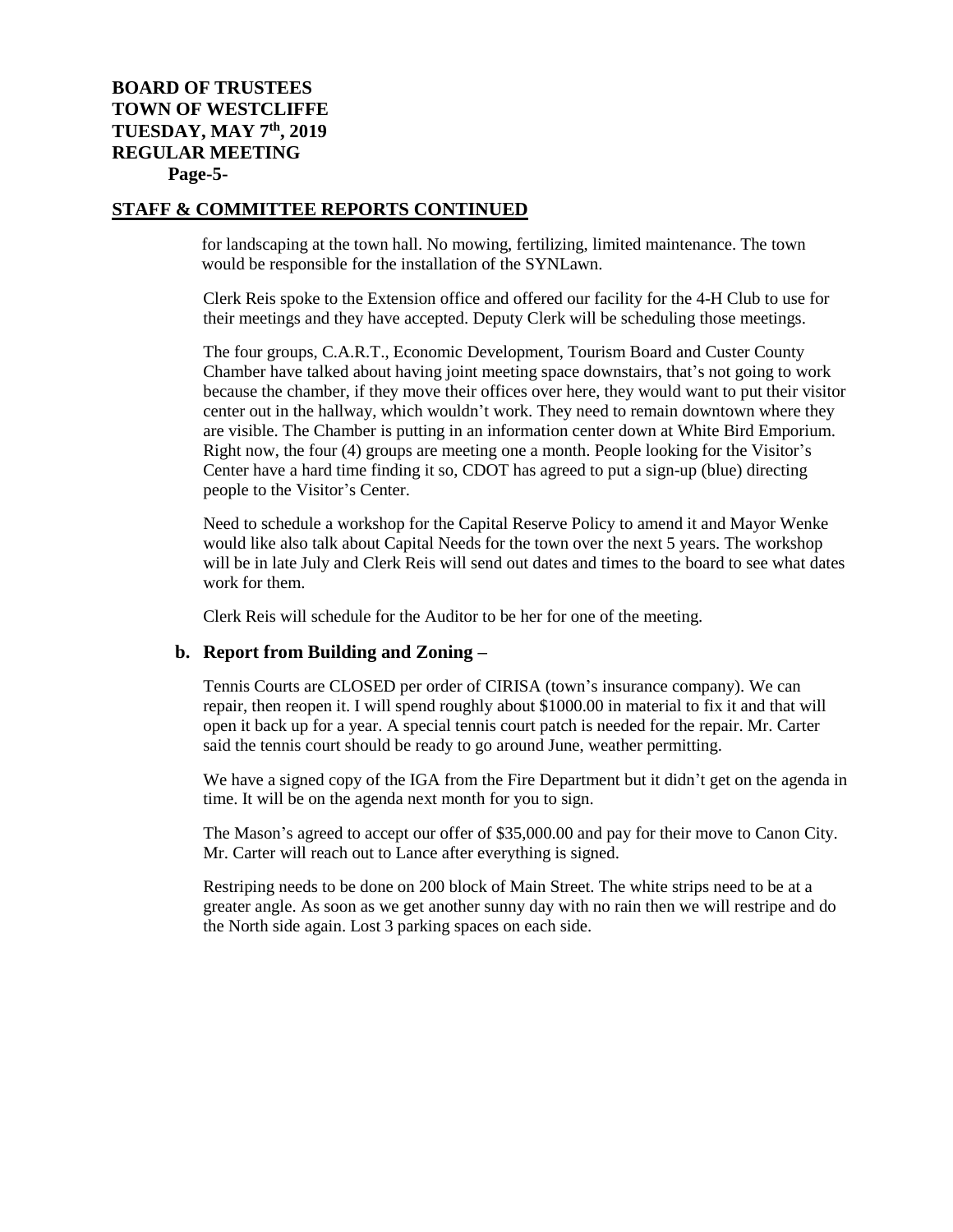## STAFF & COMMITTEE REPORTS CONTINUED

for landscaping at the town hall. No mowing, fertilizing, limited maintenance. The town would be responsible for the installation of the SYNLawn.

Clerk Reis spoke to the Extension office and offered our facility for the 4-H Club to use for their meetings and they have accepted. Deputy Clerk will be scheduling those meetings.

The four groups, C.A.R.T., Economic Development, Tourism Board and Custer County Chamber have talked about having joint meeting space downstairs, that's not going to work because the chamber, if they move their offices over here, they would want to put their visitor center out in the hallway, which wouldn't work. They need to remain downtown where they are visible. The Chamber is putting in an information center down at White Bird Emporium. Right now, the four (4) groups are meeting one a month. People looking for the Visitor's Center have a hard time finding it so, CDOT has agreed to put a sign-up (blue) directing people to the Visitor's Center.

Need to schedule a workshop for the Capital Reserve Policy to amend it and Mayor Wenke would like also talk about Capital Needs for the town over the next 5 years. The workshop will be in late July and Clerk Reis will send out dates and times to the board to see what dates work for them.

Clerk Reis will schedule for the Auditor to be her for one of the meeting.

### b. Report from Building and Zoning –

Tennis Courts are CLOSED per order of CIRISA (town's insurance company). We can repair, then reopen it. I will spend roughly about $1000.00 in material to fix it and that will open it back up for a year. A special tennis court patch is needed for the repair. Mr. Carter said the tennis court should be ready to go around June, weather permitting.

We have a signed copy of the IGA from the Fire Department but it didn't get on the agenda in time. It will be on the agenda next month for you to sign.

The Mason's agreed to accept our offer of $35,000.00 and pay for their move to Canon City. Mr. Carter will reach out to Lance after everything is signed.

Restriping needs to be done on 200 block of Main Street. The white strips need to be at a greater angle. As soon as we get another sunny day with no rain then we will restripe and do the North side again. Lost 3 parking spaces on each side.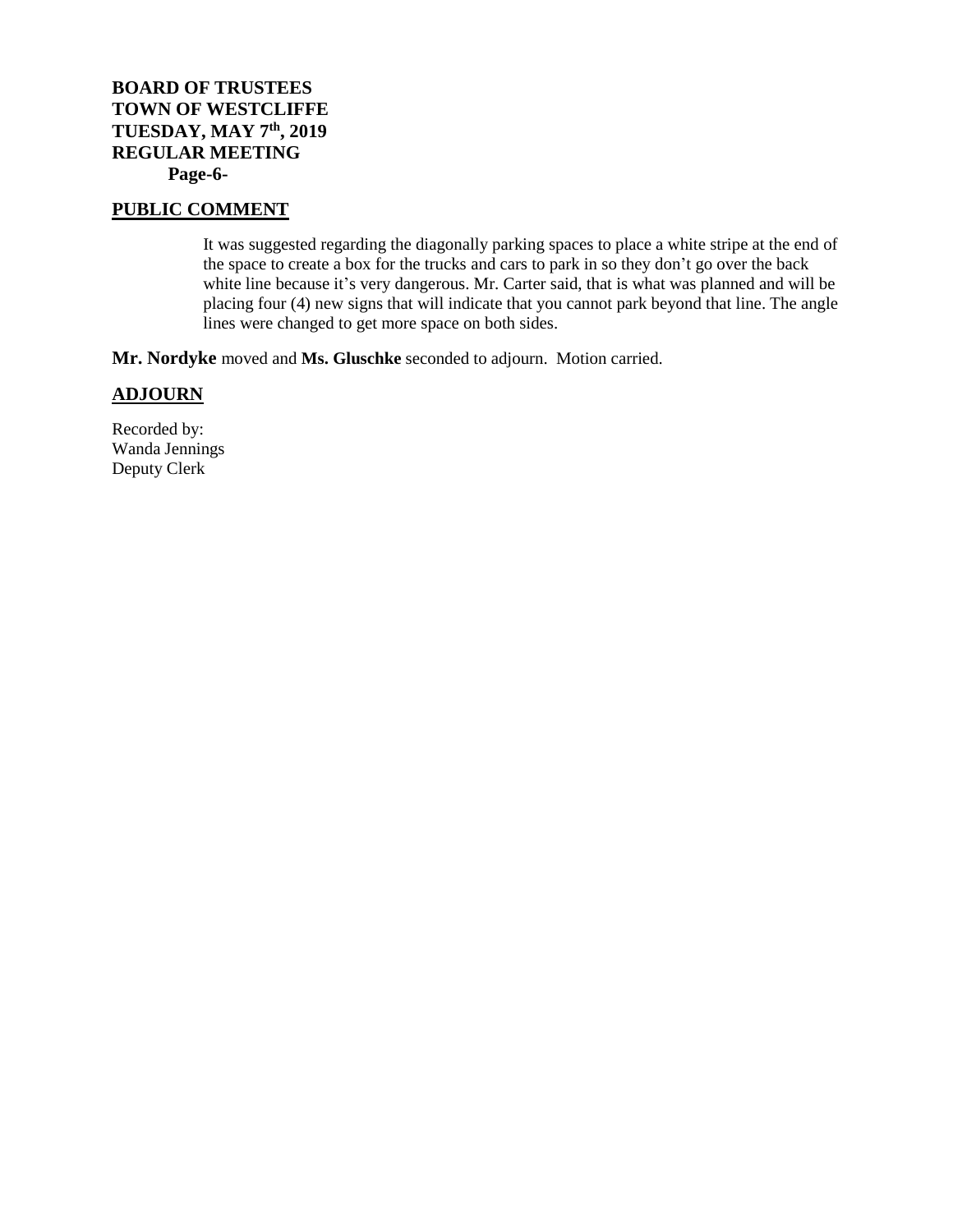## PUBLIC COMMENT

It was suggested regarding the diagonally parking spaces to place a white stripe at the end of the space to create a box for the trucks and cars to park in so they don't go over the back white line because it's very dangerous. Mr. Carter said, that is what was planned and will be placing four (4) new signs that will indicate that you cannot park beyond that line. The angle lines were changed to get more space on both sides.

**Mr. Nordyke** moved and **Ms. Gluschke** seconded to adjourn. Motion carried.

## ADJOURN

Recorded by:
Wanda Jennings
Deputy Clerk